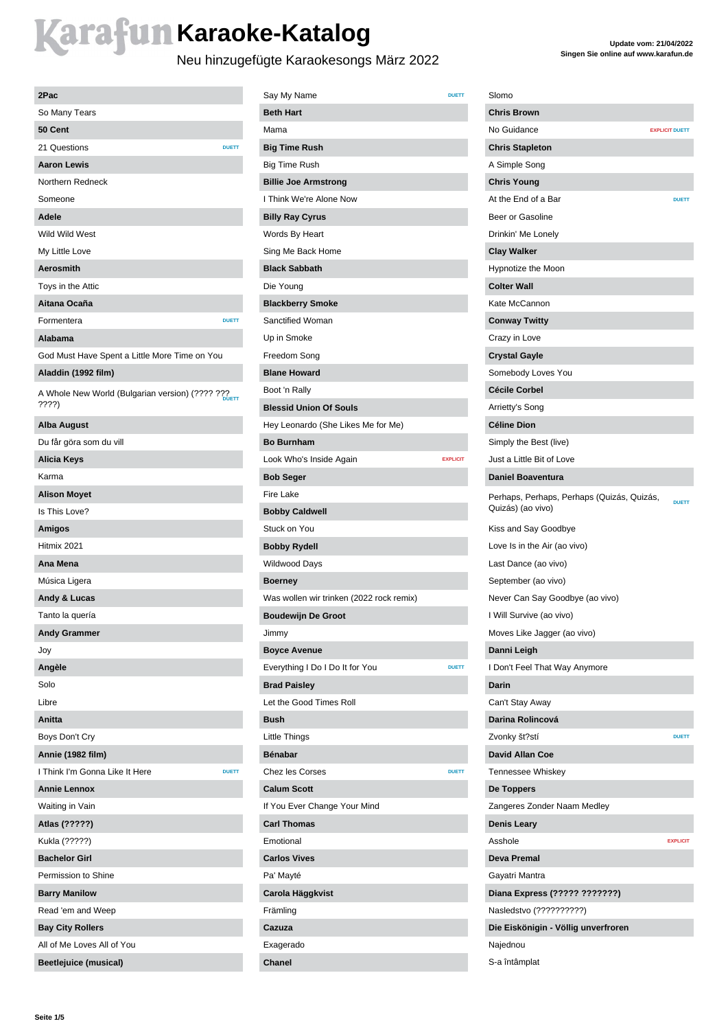# Karafun Karaoke-Katalog

Neu hinzugefügte Karaokesongs März 2022

Update vom: 21/04/2022
Singen Sie online auf www.karafun.de

**2Pac**
- So Many Tears

**50 Cent**
- 21 Questions — DUETT

**Aaron Lewis**
- Northern Redneck
- Someone

**Adele**
- Wild Wild West
- My Little Love

**Aerosmith**
- Toys in the Attic

**Aitana Ocaña**
- Formentera — DUETT

**Alabama**
- God Must Have Spent a Little More Time on You

**Aladdin (1992 film)**
- A Whole New World (Bulgarian version) (???? ??? ????) — DUETT

**Alba August**
- Du får göra som du vill

**Alicia Keys**
- Karma

**Alison Moyet**
- Is This Love?

**Amigos**
- Hitmix 2021

**Ana Mena**
- Música Ligera

**Andy & Lucas**
- Tanto la quería

**Andy Grammer**
- Joy

**Angèle**
- Solo
- Libre

**Anitta**
- Boys Don't Cry

**Annie (1982 film)**
- I Think I'm Gonna Like It Here — DUETT

**Annie Lennox**
- Waiting in Vain

**Atlas (?????)**
- Kukla (?????)

**Bachelor Girl**
- Permission to Shine

**Barry Manilow**
- Read 'em and Weep

**Bay City Rollers**
- All of Me Loves All of You

**Beetlejuice (musical)**
- Say My Name — DUETT

**Beth Hart**
- Mama

**Big Time Rush**
- Big Time Rush

**Billie Joe Armstrong**
- I Think We're Alone Now

**Billy Ray Cyrus**
- Words By Heart
- Sing Me Back Home

**Black Sabbath**
- Die Young

**Blackberry Smoke**
- Sanctified Woman
- Up in Smoke
- Freedom Song

**Blane Howard**
- Boot 'n Rally

**Blessid Union Of Souls**
- Hey Leonardo (She Likes Me for Me)

**Bo Burnham**
- Look Who's Inside Again — EXPLICIT

**Bob Seger**
- Fire Lake

**Bobby Caldwell**
- Stuck on You

**Bobby Rydell**
- Wildwood Days

**Boerney**
- Was wollen wir trinken (2022 rock remix)

**Boudewijn De Groot**
- Jimmy

**Boyce Avenue**
- Everything I Do I Do It for You — DUETT

**Brad Paisley**
- Let the Good Times Roll

**Bush**
- Little Things

**Bénabar**
- Chez les Corses — DUETT

**Calum Scott**
- If You Ever Change Your Mind

**Carl Thomas**
- Emotional

**Carlos Vives**
- Pa' Mayté

**Carola Häggkvist**
- Främling

**Cazuza**
- Exagerado

**Chanel**
- Slomo

**Chris Brown**
- No Guidance — EXPLICIT DUETT

**Chris Stapleton**
- A Simple Song

**Chris Young**
- At the End of a Bar — DUETT
- Beer or Gasoline
- Drinkin' Me Lonely

**Clay Walker**
- Hypnotize the Moon

**Colter Wall**
- Kate McCannon

**Conway Twitty**
- Crazy in Love

**Crystal Gayle**
- Somebody Loves You

**Cécile Corbel**
- Arrietty's Song

**Céline Dion**
- Simply the Best (live)
- Just a Little Bit of Love

**Daniel Boaventura**
- Perhaps, Perhaps, Perhaps (Quizás, Quizás, Quizás) (ao vivo) — DUETT
- Kiss and Say Goodbye
- Love Is in the Air (ao vivo)
- Last Dance (ao vivo)
- September (ao vivo)
- Never Can Say Goodbye (ao vivo)
- I Will Survive (ao vivo)
- Moves Like Jagger (ao vivo)

**Danni Leigh**
- I Don't Feel That Way Anymore

**Darin**
- Can't Stay Away

**Darina Rolincová**
- Zvonky št?stí — DUETT

**David Allan Coe**
- Tennessee Whiskey

**De Toppers**
- Zangeres Zonder Naam Medley

**Denis Leary**
- Asshole — EXPLICIT

**Deva Premal**
- Gayatri Mantra

**Diana Express (????? ???????)**
- Nasledstvo (??????????)

**Die Eiskönigin - Völlig unverfroren**
- Najednou
- S-a întâmplat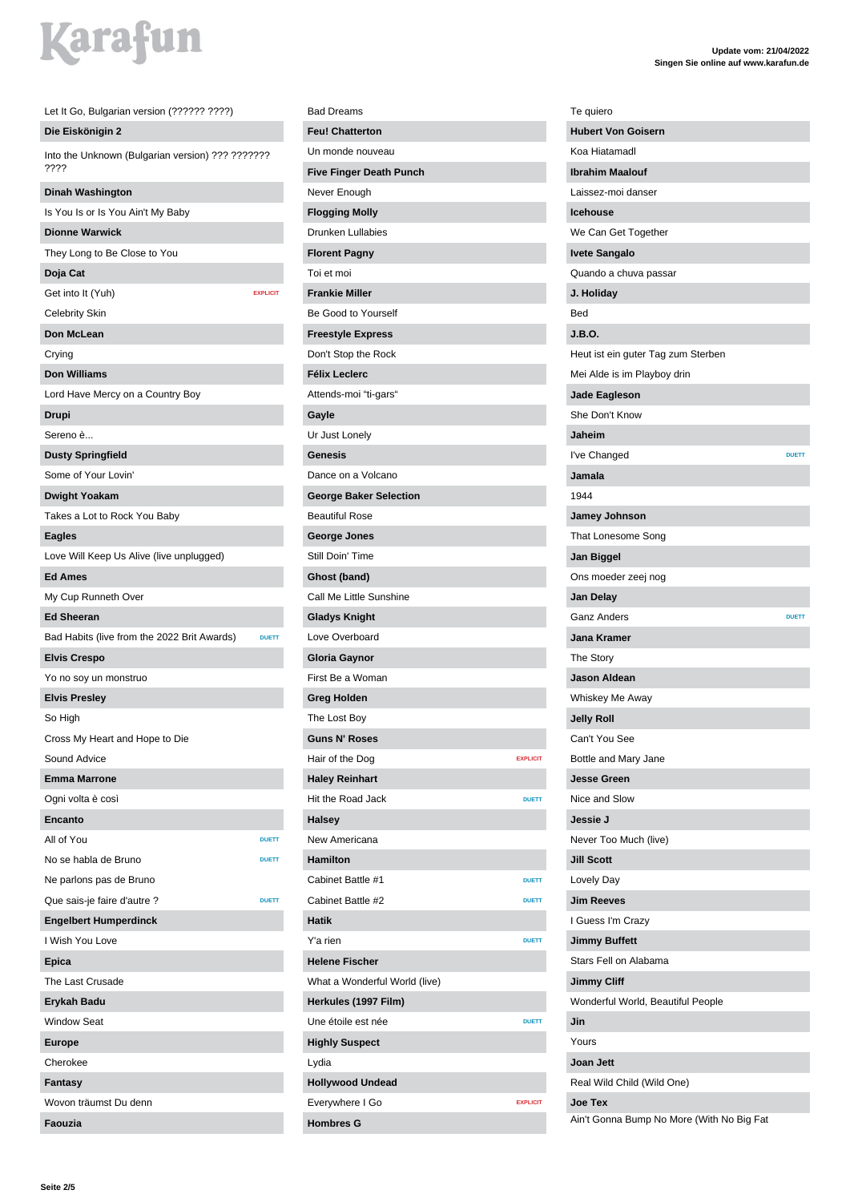Let It Go, Bulgarian version (?????? ????)

**Die Eiskönigin 2**

Into the Unknown (Bulgarian version) ??? ??????? ????

**Dinah Washington**

Is You Is or Is You Ain't My Baby

**Dionne Warwick**

They Long to Be Close to You

**Doja Cat**

Get into It (Yuh) EXPLICIT

Celebrity Skin

**Don McLean**

Crying

**Don Williams**

Lord Have Mercy on a Country Boy

**Drupi**

Sereno è...

**Dusty Springfield**

Some of Your Lovin'

**Dwight Yoakam**

Takes a Lot to Rock You Baby

**Eagles**

Love Will Keep Us Alive (live unplugged)

**Ed Ames**

My Cup Runneth Over

**Ed Sheeran**

Bad Habits (live from the 2022 Brit Awards) DUETT

**Elvis Crespo**

Yo no soy un monstruo

**Elvis Presley**

So High

Cross My Heart and Hope to Die

Sound Advice

**Emma Marrone**

Ogni volta è così

**Encanto**

All of You DUETT

No se habla de Bruno DUETT

Ne parlons pas de Bruno

Que sais-je faire d'autre ? DUETT

**Engelbert Humperdinck**

I Wish You Love

**Epica**

The Last Crusade

**Erykah Badu**

Window Seat

**Europe**

Cherokee

**Fantasy**

Wovon träumst Du denn

**Faouzia**

Bad Dreams

**Feu! Chatterton**

Un monde nouveau

**Five Finger Death Punch**

Never Enough

**Flogging Molly**

Drunken Lullabies

**Florent Pagny**

Toi et moi

**Frankie Miller**

Be Good to Yourself

**Freestyle Express**

Don't Stop the Rock

**Félix Leclerc**

Attends-moi "ti-gars"

**Gayle**

Ur Just Lonely

**Genesis**

Dance on a Volcano

**George Baker Selection**

Beautiful Rose

**George Jones**

Still Doin' Time

**Ghost (band)**

Call Me Little Sunshine

**Gladys Knight**

Love Overboard

**Gloria Gaynor**

First Be a Woman

**Greg Holden**

The Lost Boy

**Guns N' Roses**

Hair of the Dog EXPLICIT

**Haley Reinhart**

Hit the Road Jack DUETT

**Halsey**

New Americana

**Hamilton**

Cabinet Battle #1 DUETT

Cabinet Battle #2 DUETT

**Hatik**

Y'a rien DUETT

**Helene Fischer**

What a Wonderful World (live)

**Herkules (1997 Film)**

Une étoile est née DUETT

**Highly Suspect**

Lydia

**Hollywood Undead**

Everywhere I Go EXPLICIT

**Hombres G**

Te quiero

**Hubert Von Goisern**

Koa Hiatamadl

**Ibrahim Maalouf**

Laissez-moi danser

**Icehouse**

We Can Get Together

**Ivete Sangalo**

Quando a chuva passar

**J. Holiday**

Bed

**J.B.O.**

Heut ist ein guter Tag zum Sterben

Mei Alde is im Playboy drin

**Jade Eagleson**

She Don't Know

**Jaheim**

I've Changed DUETT

**Jamala**

1944

**Jamey Johnson**

That Lonesome Song

**Jan Biggel**

Ons moeder zeej nog

**Jan Delay**

Ganz Anders DUETT

**Jana Kramer**

The Story

**Jason Aldean**

Whiskey Me Away

**Jelly Roll**

Can't You See

Bottle and Mary Jane

**Jesse Green**

Nice and Slow

**Jessie J**

Never Too Much (live)

**Jill Scott**

Lovely Day

**Jim Reeves**

I Guess I'm Crazy

**Jimmy Buffett**

Stars Fell on Alabama

**Jimmy Cliff**

Wonderful World, Beautiful People

**Jin**

Yours

**Joan Jett**

Real Wild Child (Wild One)

**Joe Tex**

Ain't Gonna Bump No More (With No Big Fat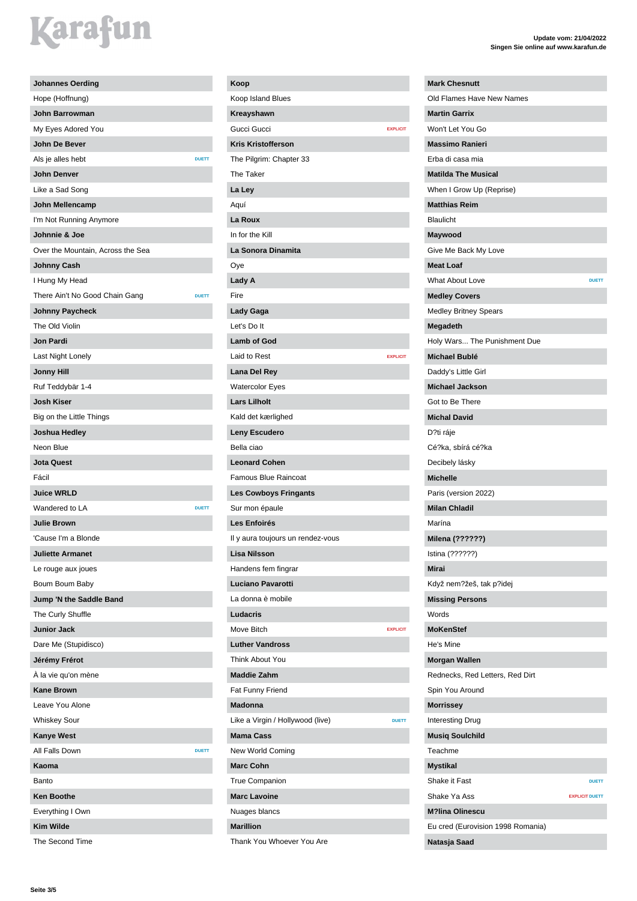**Johannes Oerding**

Hope (Hoffnung)

**John Barrowman**

My Eyes Adored You

**John De Bever**

Als je alles hebt DUETT

**John Denver**

Like a Sad Song

**John Mellencamp**

I'm Not Running Anymore

**Johnnie & Joe**

Over the Mountain, Across the Sea

**Johnny Cash**

I Hung My Head

There Ain't No Good Chain Gang DUETT

**Johnny Paycheck**

The Old Violin

**Jon Pardi**

Last Night Lonely

**Jonny Hill**

Ruf Teddybär 1-4

**Josh Kiser**

Big on the Little Things

**Joshua Hedley**

Neon Blue

**Jota Quest**

Fácil

**Juice WRLD**

Wandered to LA DUETT

**Julie Brown**

'Cause I'm a Blonde

**Juliette Armanet**

Le rouge aux joues

Boum Boum Baby

**Jump 'N the Saddle Band**

The Curly Shuffle

**Junior Jack**

Dare Me (Stupidisco)

**Jérémy Frérot**

À la vie qu'on mène

**Kane Brown**

Leave You Alone

Whiskey Sour

**Kanye West**

All Falls Down DUETT

**Kaoma**

Banto

**Ken Boothe**

Everything I Own

**Kim Wilde**

The Second Time

**Koop**

Koop Island Blues

**Kreayshawn**

Gucci Gucci EXPLICIT

**Kris Kristofferson**

The Pilgrim: Chapter 33

The Taker

**La Ley**

Aquí

**La Roux**

In for the Kill

**La Sonora Dinamita**

Oye

**Lady A**

Fire

**Lady Gaga**

Let's Do It

**Lamb of God**

Laid to Rest EXPLICIT

**Lana Del Rey**

Watercolor Eyes

**Lars Lilholt**

Kald det kærlighed

**Leny Escudero**

Bella ciao

**Leonard Cohen**

Famous Blue Raincoat

**Les Cowboys Fringants**

Sur mon épaule

**Les Enfoirés**

Il y aura toujours un rendez-vous

**Lisa Nilsson**

Handens fem fingrar

**Luciano Pavarotti**

La donna è mobile

**Ludacris**

Move Bitch EXPLICIT

**Luther Vandross**

Think About You

**Maddie Zahm**

Fat Funny Friend

**Madonna**

Like a Virgin / Hollywood (live) DUETT

**Mama Cass**

New World Coming

**Marc Cohn**

True Companion

**Marc Lavoine**

Nuages blancs

**Marillion**

Thank You Whoever You Are

**Mark Chesnutt**

Old Flames Have New Names

**Martin Garrix**

Won't Let You Go

**Massimo Ranieri**

Erba di casa mia

**Matilda The Musical**

When I Grow Up (Reprise)

**Matthias Reim**

Blaulicht

**Maywood**

Give Me Back My Love

**Meat Loaf**

What About Love DUETT

**Medley Covers**

Medley Britney Spears

**Megadeth**

Holy Wars... The Punishment Due

**Michael Bublé**

Daddy's Little Girl

**Michael Jackson**

Got to Be There

**Michal David**

D?ti ráje

Cé?ka, sbírá cé?ka

Decibely lásky

**Michelle**

Paris (version 2022)

**Milan Chladil**

Marína

**Milena (??????)**

Istina (??????)

**Mirai**

Když nem?žeš, tak p?idej

**Missing Persons**

Words

**MoKenStef**

He's Mine

**Morgan Wallen**

Rednecks, Red Letters, Red Dirt

Spin You Around

**Morrissey**

Interesting Drug

**Musiq Soulchild**

Teachme

**Mystikal**

Shake it Fast DUETT

Shake Ya Ass EXPLICIT DUETT

**M?lina Olinescu**

Eu cred (Eurovision 1998 Romania)

**Natasja Saad**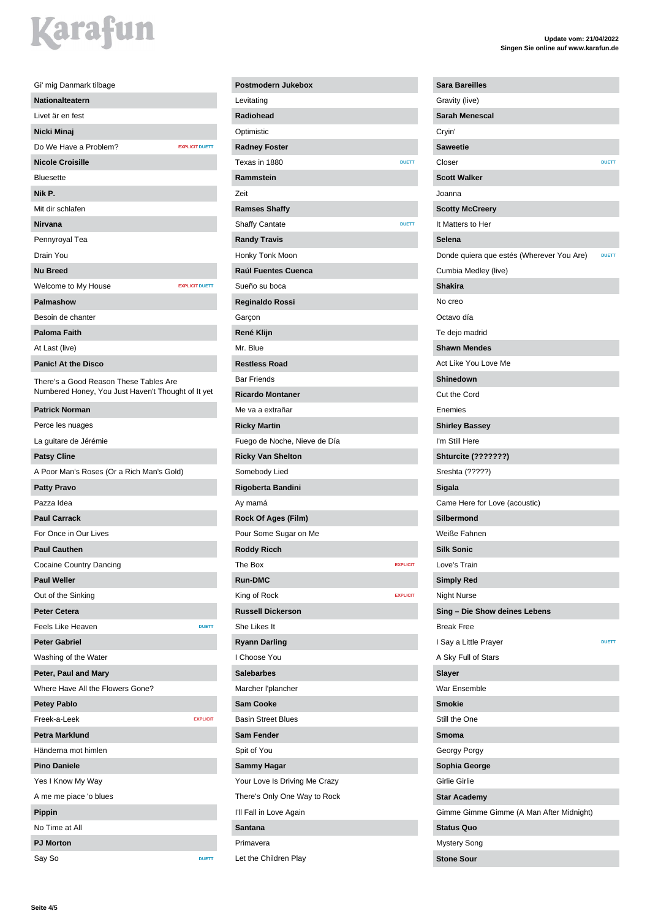Update vom: 21/04/2022
Singen Sie online auf www.karafun.de

Gi' mig Danmark tilbage

**Nationalteatern**

Livet är en fest

**Nicki Minaj**

Do We Have a Problem? EXPLICIT DUETT

**Nicole Croisille**

Bluesette

**Nik P.**

Mit dir schlafen

**Nirvana**

Pennyroyal Tea

Drain You

**Nu Breed**

Welcome to My House EXPLICIT DUETT

**Palmashow**

Besoin de chanter

**Paloma Faith**

At Last (live)

**Panic! At the Disco**

There's a Good Reason These Tables Are Numbered Honey, You Just Haven't Thought of It yet

**Patrick Norman**

Perce les nuages

La guitare de Jérémie

**Patsy Cline**

A Poor Man's Roses (Or a Rich Man's Gold)

**Patty Pravo**

Pazza Idea

**Paul Carrack**

For Once in Our Lives

**Paul Cauthen**

Cocaine Country Dancing

**Paul Weller**

Out of the Sinking

**Peter Cetera**

Feels Like Heaven DUETT

**Peter Gabriel**

Washing of the Water

**Peter, Paul and Mary**

Where Have All the Flowers Gone?

**Petey Pablo**

Freek-a-Leek EXPLICIT

**Petra Marklund**

Händerna mot himlen

**Pino Daniele**

Yes I Know My Way

A me me piace 'o blues

**Pippin**

No Time at All

**PJ Morton**

Say So DUETT

**Postmodern Jukebox**

Levitating

**Radiohead**

Optimistic

**Radney Foster**

Texas in 1880 DUETT

**Rammstein**

Zeit

**Ramses Shaffy**

Shaffy Cantate DUETT

**Randy Travis**

Honky Tonk Moon

**Raúl Fuentes Cuenca**

Sueño su boca

**Reginaldo Rossi**

Garçon

**René Klijn**

Mr. Blue

**Restless Road**

Bar Friends

**Ricardo Montaner**

Me va a extrañar

**Ricky Martin**

Fuego de Noche, Nieve de Día

**Ricky Van Shelton**

Somebody Lied

**Rigoberta Bandini**

Ay mamá

**Rock Of Ages (Film)**

Pour Some Sugar on Me

**Roddy Ricch**

The Box EXPLICIT

**Run-DMC**

King of Rock EXPLICIT

**Russell Dickerson**

She Likes It

**Ryann Darling**

I Choose You

**Salebarbes**

Marcher l'plancher

**Sam Cooke**

Basin Street Blues

**Sam Fender**

Spit of You

**Sammy Hagar**

Your Love Is Driving Me Crazy

There's Only One Way to Rock

I'll Fall in Love Again

**Santana**

Primavera

Let the Children Play

**Sara Bareilles**

Gravity (live)

**Sarah Menescal**

Cryin'

**Saweetie**

Closer DUETT

**Scott Walker**

Joanna

**Scotty McCreery**

It Matters to Her

**Selena**

Donde quiera que estés (Wherever You Are) DUETT

Cumbia Medley (live)

**Shakira**

No creo

Octavo día

Te dejo madrid

**Shawn Mendes**

Act Like You Love Me

**Shinedown**

Cut the Cord

Enemies

**Shirley Bassey**

I'm Still Here

**Shturcite (???????)**

Sreshta (?????)

**Sigala**

Came Here for Love (acoustic)

**Silbermond**

Weiße Fahnen

**Silk Sonic**

Love's Train

**Simply Red**

Night Nurse

**Sing – Die Show deines Lebens**

Break Free

I Say a Little Prayer DUETT

A Sky Full of Stars

**Slayer**

War Ensemble

**Smokie**

Still the One

**Smoma**

Georgy Porgy

**Sophia George**

Girlie Girlie

**Star Academy**

Gimme Gimme Gimme (A Man After Midnight)

**Status Quo**

Mystery Song

**Stone Sour**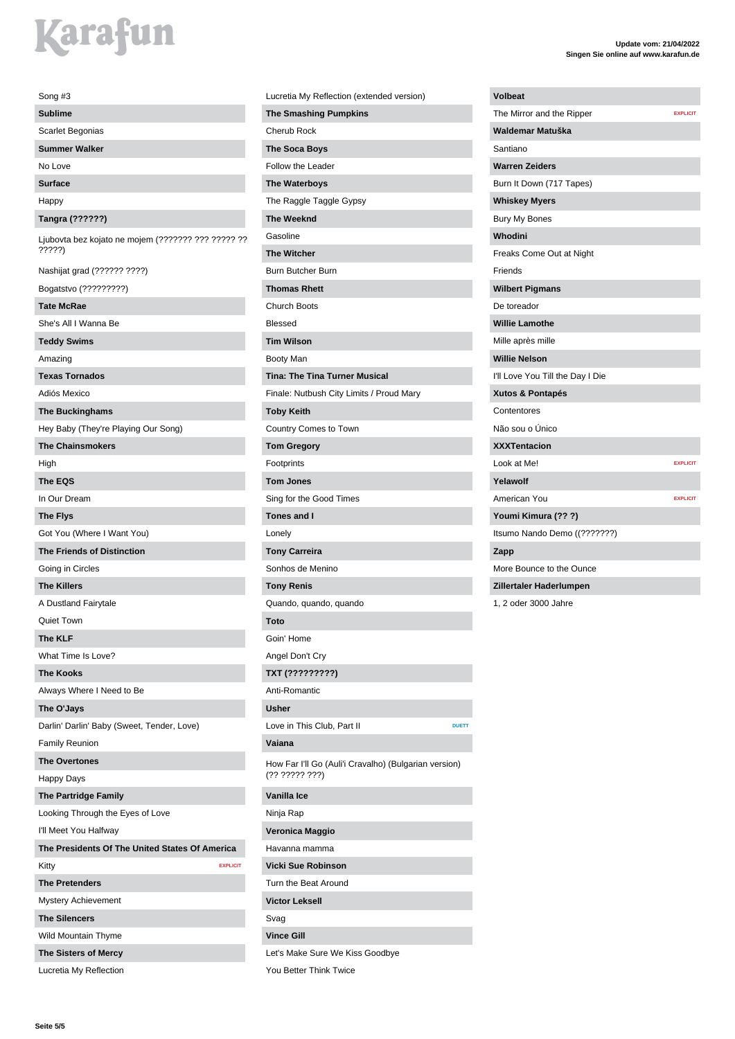Song #3

**Sublime**

Scarlet Begonias

**Summer Walker**

No Love

**Surface**

Happy

**Tangra (??????)**

Ljubovta bez kojato ne mojem (??????? ??? ????? ?? ?????)

Nashijat grad (?????? ????)

Bogatstvo (?????????)

**Tate McRae**

She's All I Wanna Be

**Teddy Swims**

Amazing

**Texas Tornados**

Adiós Mexico

**The Buckinghams**

Hey Baby (They're Playing Our Song)

**The Chainsmokers**

High

**The EQS**

In Our Dream

**The Flys**

Got You (Where I Want You)

**The Friends of Distinction**

Going in Circles

**The Killers**

A Dustland Fairytale

Quiet Town

**The KLF**

What Time Is Love?

**The Kooks**

Always Where I Need to Be

**The O'Jays**

Darlin' Darlin' Baby (Sweet, Tender, Love)

Family Reunion

**The Overtones**

Happy Days

**The Partridge Family**

Looking Through the Eyes of Love

I'll Meet You Halfway

**The Presidents Of The United States Of America**

Kitty EXPLICIT

**The Pretenders**

Mystery Achievement

**The Silencers**

Wild Mountain Thyme

**The Sisters of Mercy**

Lucretia My Reflection

Lucretia My Reflection (extended version)

**The Smashing Pumpkins**

Cherub Rock

**The Soca Boys**

Follow the Leader

**The Waterboys**

The Raggle Taggle Gypsy

**The Weeknd**

Gasoline

**The Witcher**

Burn Butcher Burn

**Thomas Rhett**

Church Boots

Blessed

**Tim Wilson**

Booty Man

**Tina: The Tina Turner Musical**

Finale: Nutbush City Limits / Proud Mary

**Toby Keith**

Country Comes to Town

**Tom Gregory**

Footprints

**Tom Jones**

Sing for the Good Times

**Tones and I**

Lonely

**Tony Carreira**

Sonhos de Menino

**Tony Renis**

Quando, quando, quando

**Toto**

Goin' Home

Angel Don't Cry

**TXT (?????????)**

Anti-Romantic

**Usher**

Love in This Club, Part II DUETT

**Vaiana**

How Far I'll Go (Auli'i Cravalho) (Bulgarian version) (?? ????? ???)

**Vanilla Ice**

Ninja Rap

**Veronica Maggio**

Havanna mamma

**Vicki Sue Robinson**

Turn the Beat Around

**Victor Leksell**

Svag

**Vince Gill**

Let's Make Sure We Kiss Goodbye

You Better Think Twice

**Volbeat**

The Mirror and the Ripper EXPLICIT

**Waldemar Matuška**

Santiano

**Warren Zeiders**

Burn It Down (717 Tapes)

**Whiskey Myers**

Bury My Bones

**Whodini**

Freaks Come Out at Night

Friends

**Wilbert Pigmans**

De toreador

**Willie Lamothe**

Mille après mille

**Willie Nelson**

I'll Love You Till the Day I Die

**Xutos & Pontapés**

Contentores

Não sou o Único

**XXXTentacion**

Look at Me! EXPLICIT

**Yelawolf**

American You EXPLICIT

**Youmi Kimura (?? ?)**

Itsumo Nando Demo ((???????)

**Zapp**

More Bounce to the Ounce

**Zillertaler Haderlumpen**

1, 2 oder 3000 Jahre